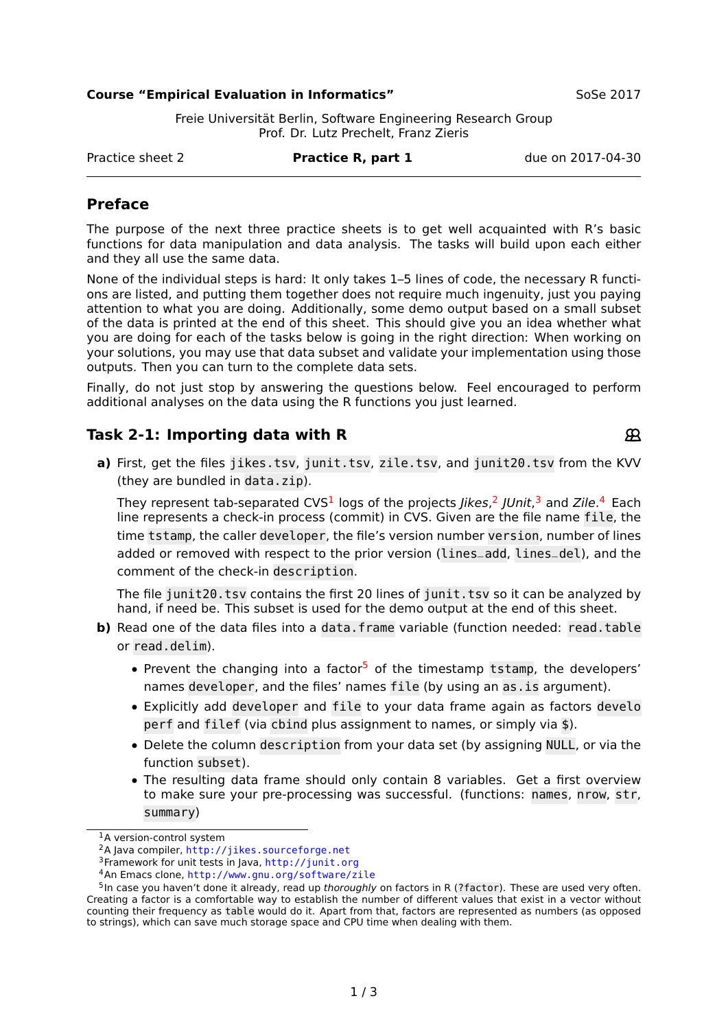**Course "Empirical Evaluation in Informatics"** SoSe 2017

Freie Universität Berlin, Software Engineering Research Group
Prof. Dr. Lutz Prechelt, Franz Zieris

Practice sheet 2 **Practice R, part 1** due on 2017-04-30

---

## Preface

The purpose of the next three practice sheets is to get well acquainted with R's basic functions for data manipulation and data analysis. The tasks will build upon each either and they all use the same data.

None of the individual steps is hard: It only takes 1–5 lines of code, the necessary R functions are listed, and putting them together does not require much ingenuity, just you paying attention to what you are doing. Additionally, some demo output based on a small subset of the data is printed at the end of this sheet. This should give you an idea whether what you are doing for each of the tasks below is going in the right direction: When working on your solutions, you may use that data subset and validate your implementation using those outputs. Then you can turn to the complete data sets.

Finally, do not just stop by answering the questions below. Feel encouraged to perform additional analyses on the data using the R functions you just learned.

## Task 2-1: Importing data with R

**a)** First, get the files `jikes.tsv`, `junit.tsv`, `zile.tsv`, and `junit20.tsv` from the KVV (they are bundled in `data.zip`).

They represent tab-separated CVS[1] logs of the projects *Jikes*,[2] *JUnit*,[3] and *Zile*.[4] Each line represents a check-in process (commit) in CVS. Given are the file name `file`, the time `tstamp`, the caller `developer`, the file's version number `version`, number of lines added or removed with respect to the prior version (`lines_add`, `lines_del`), and the comment of the check-in `description`.

The file `junit20.tsv` contains the first 20 lines of `junit.tsv` so it can be analyzed by hand, if need be. This subset is used for the demo output at the end of this sheet.

**b)** Read one of the data files into a `data.frame` variable (function needed: `read.table` or `read.delim`).

- Prevent the changing into a factor[5] of the timestamp `tstamp`, the developers' names `developer`, and the files' names `file` (by using an `as.is` argument).
- Explicitly add `developer` and `file` to your data frame again as factors `developerf` and `filef` (via `cbind` plus assignment to names, or simply via `$`).
- Delete the column `description` from your data set (by assigning `NULL`, or via the function `subset`).
- The resulting data frame should only contain 8 variables. Get a first overview to make sure your pre-processing was successful. (functions: `names`, `nrow`, `str`, `summary`)

---

[1] A version-control system

[2] A Java compiler, http://jikes.sourceforge.net

[3] Framework for unit tests in Java, http://junit.org

[4] An Emacs clone, http://www.gnu.org/software/zile

[5] In case you haven't done it already, read up *thoroughly* on factors in R (`?factor`). These are used very often. Creating a factor is a comfortable way to establish the number of different values that exist in a vector without counting their frequency as `table` would do it. Apart from that, factors are represented as numbers (as opposed to strings), which can save much storage space and CPU time when dealing with them.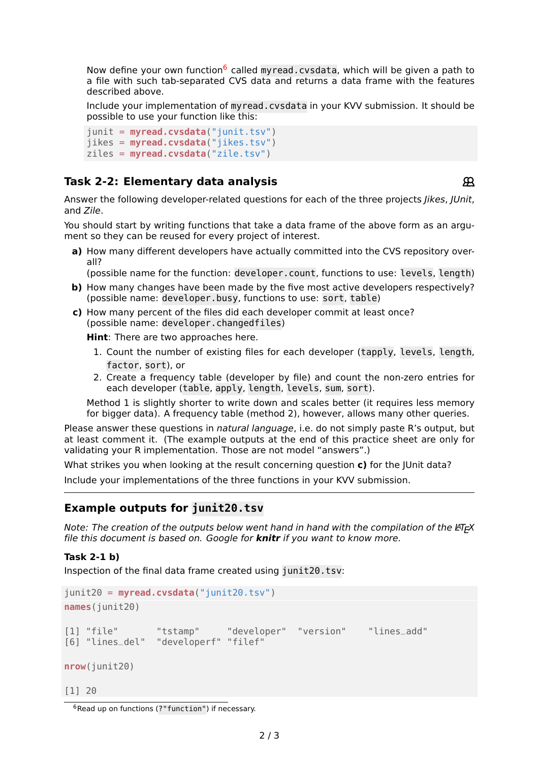Now define your own function[6] called `myread.cvsdata`, which will be given a path to a file with such tab-separated CVS data and returns a data frame with the features described above.

Include your implementation of `myread.cvsdata` in your KVV submission. It should be possible to use your function like this:

```
junit = myread.cvsdata("junit.tsv")
jikes = myread.cvsdata("jikes.tsv")
ziles = myread.cvsdata("zile.tsv")
```

## Task 2-2: Elementary data analysis

Answer the following developer-related questions for each of the three projects *Jikes*, *JUnit*, and *Zile*.

You should start by writing functions that take a data frame of the above form as an argument so they can be reused for every project of interest.

**a)** How many different developers have actually committed into the CVS repository overall?
(possible name for the function: `developer.count`, functions to use: `levels`, `length`)

**b)** How many changes have been made by the five most active developers respectively?
(possible name: `developer.busy`, functions to use: `sort`, `table`)

**c)** How many percent of the files did each developer commit at least once?
(possible name: `developer.changedfiles`)

**Hint**: There are two approaches here.

1. Count the number of existing files for each developer (`tapply`, `levels`, `length`, `factor`, `sort`), or
2. Create a frequency table (developer by file) and count the non-zero entries for each developer (`table`, `apply`, `length`, `levels`, `sum`, `sort`).

Method 1 is slightly shorter to write down and scales better (it requires less memory for bigger data). A frequency table (method 2), however, allows many other queries.

Please answer these questions in *natural language*, i.e. do not simply paste R's output, but at least comment it. (The example outputs at the end of this practice sheet are only for validating your R implementation. Those are not model "answers".)

What strikes you when looking at the result concerning question **c)** for the JUnit data?

Include your implementations of the three functions in your KVV submission.

---

## Example outputs for `junit20.tsv`

*Note: The creation of the outputs below went hand in hand with the compilation of the LaTeX file this document is based on. Google for **knitr** if you want to know more.*

### Task 2-1 b)

Inspection of the final data frame created using `junit20.tsv`:

```
junit20 = myread.cvsdata("junit20.tsv")
names(junit20)

[1] "file"       "tstamp"     "developer"  "version"    "lines_add"
[6] "lines_del"  "developerf" "filef"

nrow(junit20)

[1] 20
```

[6] Read up on functions (`?"function"`) if necessary.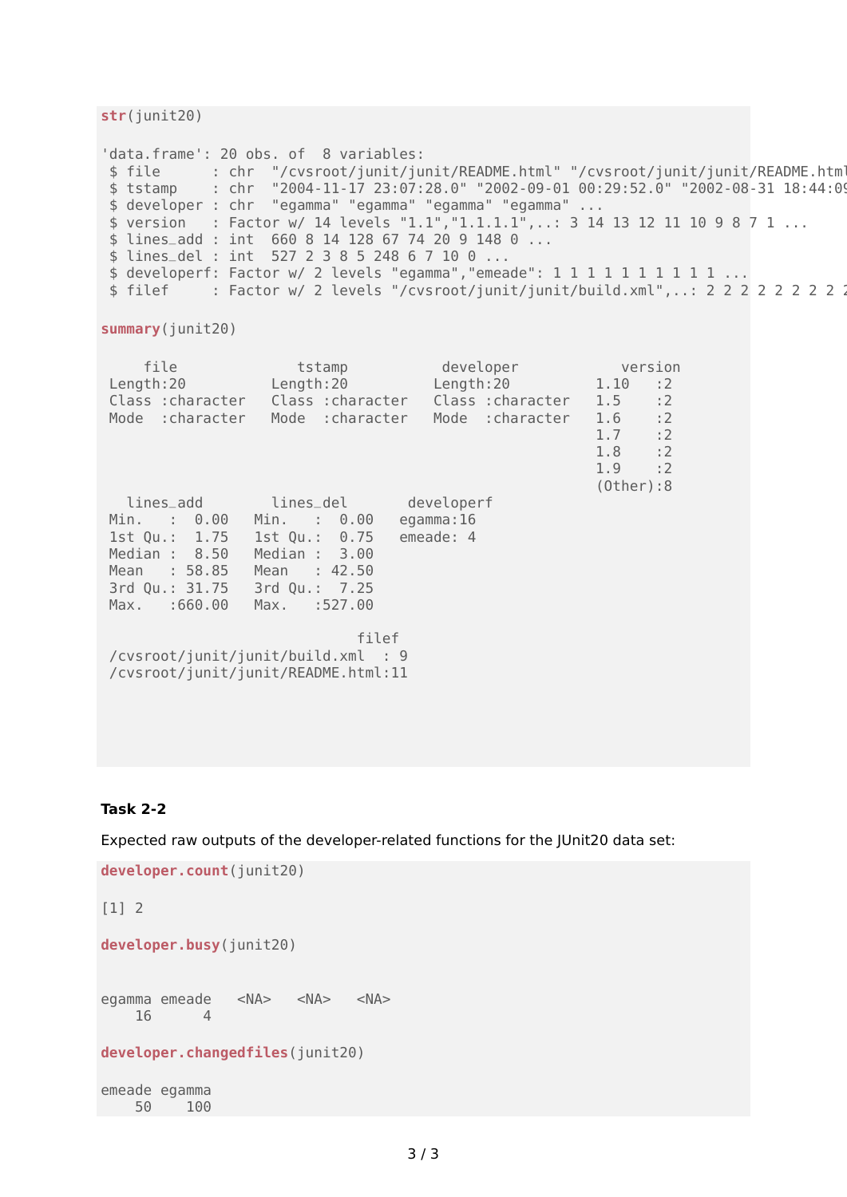```
str(junit20)

'data.frame': 20 obs. of  8 variables:
 $ file      : chr  "/cvsroot/junit/junit/README.html" "/cvsroot/junit/junit/README.html
 $ tstamp    : chr  "2004-11-17 23:07:28.0" "2002-09-01 00:29:52.0" "2002-08-31 18:44:09
 $ developer : chr  "egamma" "egamma" "egamma" "egamma" ...
 $ version   : Factor w/ 14 levels "1.1","1.1.1.1",..: 3 14 13 12 11 10 9 8 7 1 ...
 $ lines_add : int  660 8 14 128 67 74 20 9 148 0 ...
 $ lines_del : int  527 2 3 8 5 248 6 7 10 0 ...
 $ developerf: Factor w/ 2 levels "egamma","emeade": 1 1 1 1 1 1 1 1 1 1 ...
 $ filef     : Factor w/ 2 levels "/cvsroot/junit/junit/build.xml",..: 2 2 2 2 2 2 2 2 2

summary(junit20)

     file              tstamp           developer            version
 Length:20          Length:20          Length:20          1.10   :2
 Class :character   Class :character   Class :character   1.5    :2
 Mode  :character   Mode  :character   Mode  :character   1.6    :2
                                                          1.7    :2
                                                          1.8    :2
                                                          1.9    :2
                                                          (Other):8
   lines_add        lines_del       developerf
 Min.   :  0.00   Min.   :  0.00   egamma:16
 1st Qu.:  1.75   1st Qu.:  0.75   emeade: 4
 Median :  8.50   Median :  3.00
 Mean   : 58.85   Mean   : 42.50
 3rd Qu.: 31.75   3rd Qu.:  7.25
 Max.   :660.00   Max.   :527.00

                              filef
 /cvsroot/junit/junit/build.xml  : 9
 /cvsroot/junit/junit/README.html:11
```

**Task 2-2**

Expected raw outputs of the developer-related functions for the JUnit20 data set:

```
developer.count(junit20)

[1] 2

developer.busy(junit20)


egamma emeade   <NA>   <NA>   <NA>
    16      4

developer.changedfiles(junit20)

emeade egamma
    50    100
```